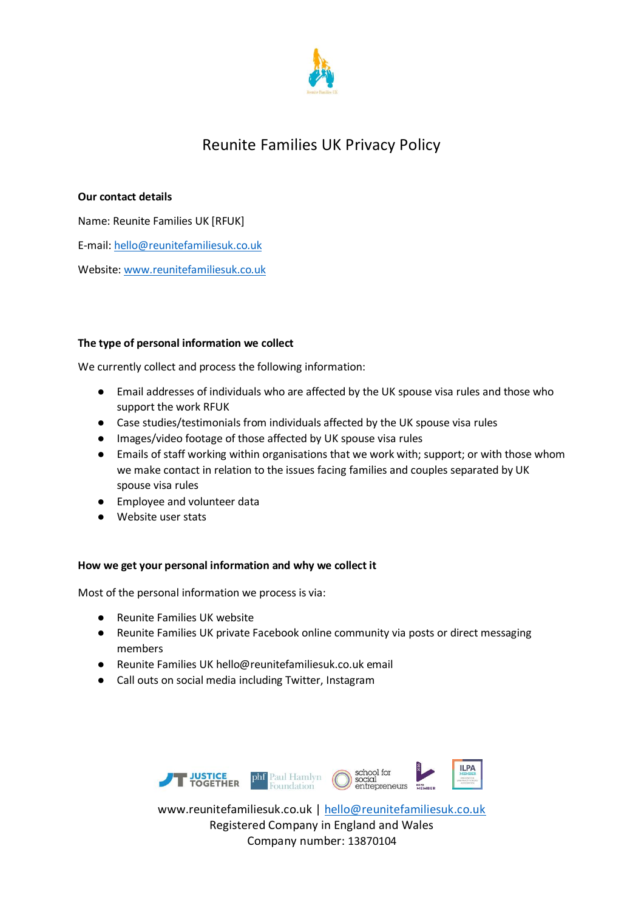# Reunite Families UK Privacy Policy

**Our contact details**

Name: Reunite Families UK [RFUK]

E-mail: hello@reunitefamiliesuk.co.uk

Website: www.reunitefamiliesuk.co.uk

**The type of personal information we collect**

We currently collect and process the following information:

- Email addresses of individuals who are affected by the UK spouse visa rules and those who support the work RFUK
- Case studies/testimonials from individuals affected by the UK spouse visa rules
- Images/video footage of those affected by UK spouse visa rules
- Emails of staff working within organisations that we work with; support; or with those whom we make contact in relation to the issues facing families and couples separated by UK spouse visa rules
- Employee and volunteer data
- Website user stats

**How we get your personal information and why we collect it**

Most of the personal information we process is via:

- Reunite Families UK website
- Reunite Families UK private Facebook online community via posts or direct messaging members
- Reunite Families UK hello@reunitefamiliesuk.co.uk email
- Call outs on social media including Twitter, Instagram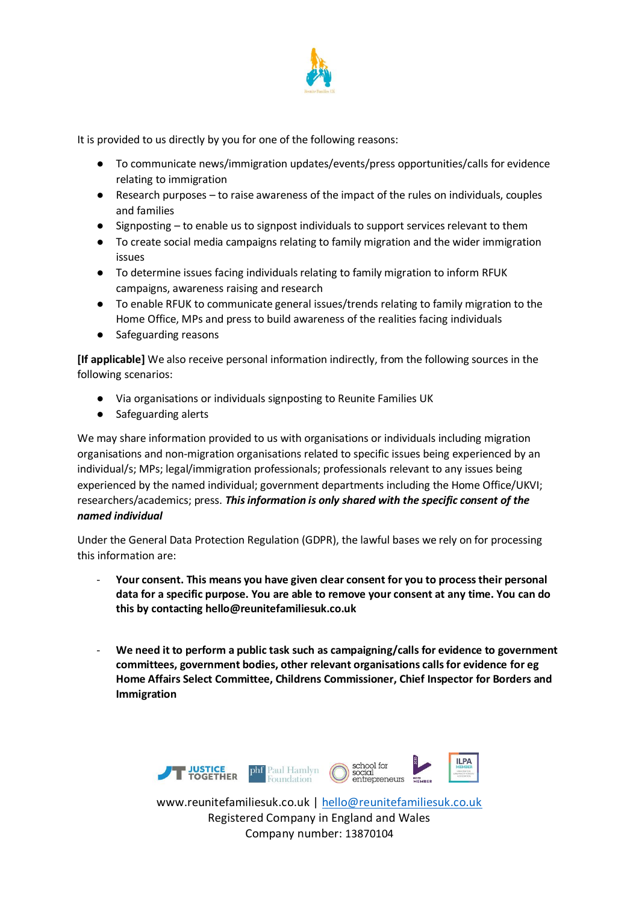It is provided to us directly by you for one of the following reasons:

- To communicate news/immigration updates/events/press opportunities/calls for evidence relating to immigration
- Research purposes – to raise awareness of the impact of the rules on individuals, couples and families
- Signposting – to enable us to signpost individuals to support services relevant to them
- To create social media campaigns relating to family migration and the wider immigration issues
- To determine issues facing individuals relating to family migration to inform RFUK campaigns, awareness raising and research
- To enable RFUK to communicate general issues/trends relating to family migration to the Home Office, MPs and press to build awareness of the realities facing individuals
- Safeguarding reasons

**[If applicable]** We also receive personal information indirectly, from the following sources in the following scenarios:

- Via organisations or individuals signposting to Reunite Families UK
- Safeguarding alerts

We may share information provided to us with organisations or individuals including migration organisations and non-migration organisations related to specific issues being experienced by an individual/s; MPs; legal/immigration professionals; professionals relevant to any issues being experienced by the named individual; government departments including the Home Office/UKVI; researchers/academics; press. ***This information is only shared with the specific consent of the named individual***

Under the General Data Protection Regulation (GDPR), the lawful bases we rely on for processing this information are:

- **Your consent. This means you have given clear consent for you to process their personal data for a specific purpose. You are able to remove your consent at any time. You can do this by contacting hello@reunitefamiliesuk.co.uk**

- **We need it to perform a public task such as campaigning/calls for evidence to government committees, government bodies, other relevant organisations calls for evidence for eg Home Affairs Select Committee, Childrens Commissioner, Chief Inspector for Borders and Immigration**

www.reunitefamiliesuk.co.uk | hello@reunitefamiliesuk.co.uk
Registered Company in England and Wales
Company number: 13870104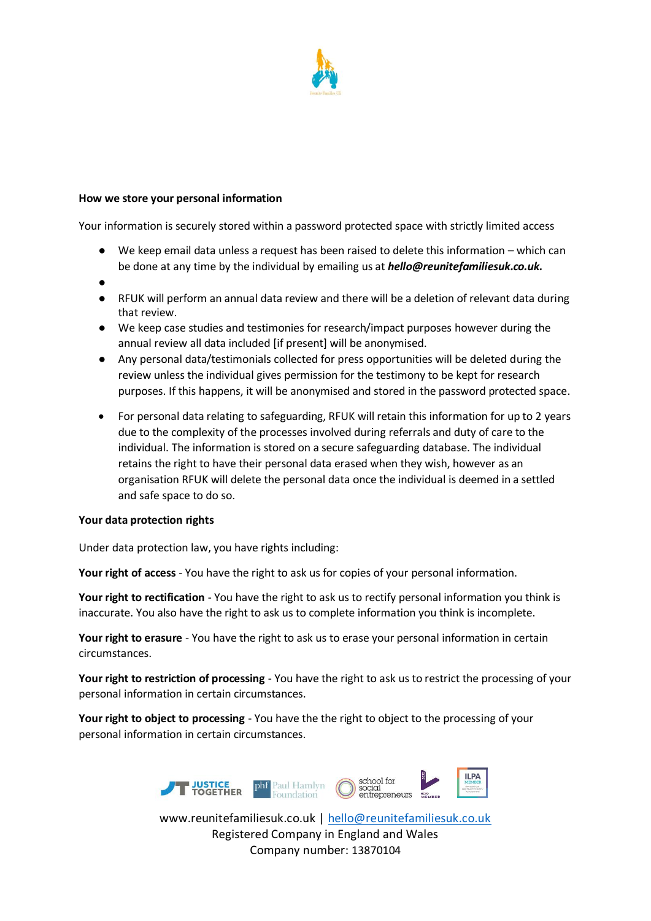**How we store your personal information**

Your information is securely stored within a password protected space with strictly limited access

- We keep email data unless a request has been raised to delete this information – which can be done at any time by the individual by emailing us at ***hello@reunitefamiliesuk.co.uk.***
- 
- RFUK will perform an annual data review and there will be a deletion of relevant data during that review.
- We keep case studies and testimonies for research/impact purposes however during the annual review all data included [if present] will be anonymised.
- Any personal data/testimonials collected for press opportunities will be deleted during the review unless the individual gives permission for the testimony to be kept for research purposes. If this happens, it will be anonymised and stored in the password protected space.

- For personal data relating to safeguarding, RFUK will retain this information for up to 2 years due to the complexity of the processes involved during referrals and duty of care to the individual. The information is stored on a secure safeguarding database. The individual retains the right to have their personal data erased when they wish, however as an organisation RFUK will delete the personal data once the individual is deemed in a settled and safe space to do so.

**Your data protection rights**

Under data protection law, you have rights including:

**Your right of access** - You have the right to ask us for copies of your personal information.

**Your right to rectification** - You have the right to ask us to rectify personal information you think is inaccurate. You also have the right to ask us to complete information you think is incomplete.

**Your right to erasure** - You have the right to ask us to erase your personal information in certain circumstances.

**Your right to restriction of processing** - You have the right to ask us to restrict the processing of your personal information in certain circumstances.

**Your right to object to processing** - You have the the right to object to the processing of your personal information in certain circumstances.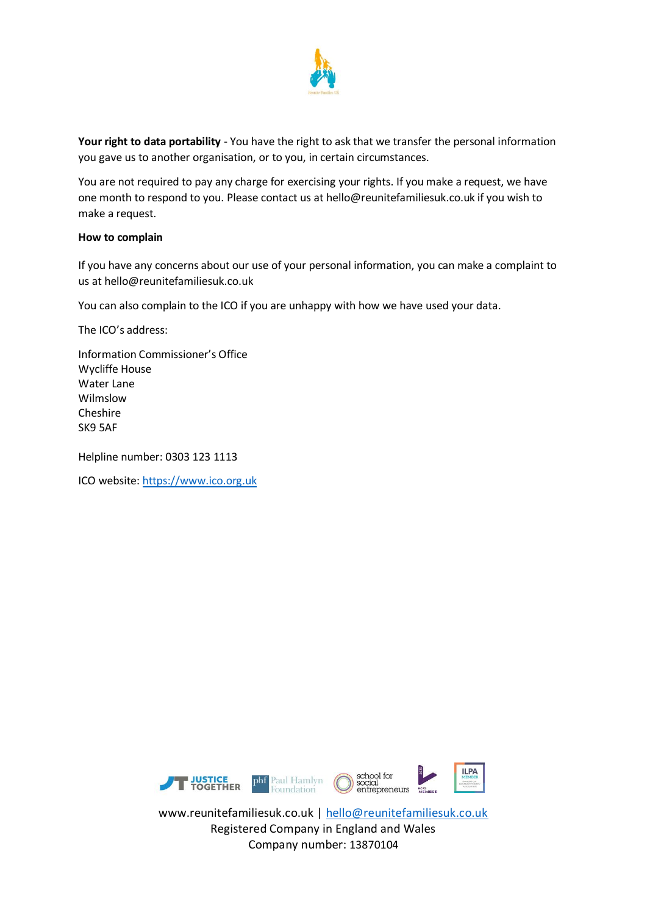**Your right to data portability** - You have the right to ask that we transfer the personal information you gave us to another organisation, or to you, in certain circumstances.

You are not required to pay any charge for exercising your rights. If you make a request, we have one month to respond to you. Please contact us at hello@reunitefamiliesuk.co.uk if you wish to make a request.

**How to complain**

If you have any concerns about our use of your personal information, you can make a complaint to us at hello@reunitefamiliesuk.co.uk

You can also complain to the ICO if you are unhappy with how we have used your data.

The ICO's address:

Information Commissioner's Office
Wycliffe House
Water Lane
Wilmslow
Cheshire
SK9 5AF

Helpline number: 0303 123 1113

ICO website: https://www.ico.org.uk

www.reunitefamiliesuk.co.uk | hello@reunitefamiliesuk.co.uk
Registered Company in England and Wales
Company number: 13870104